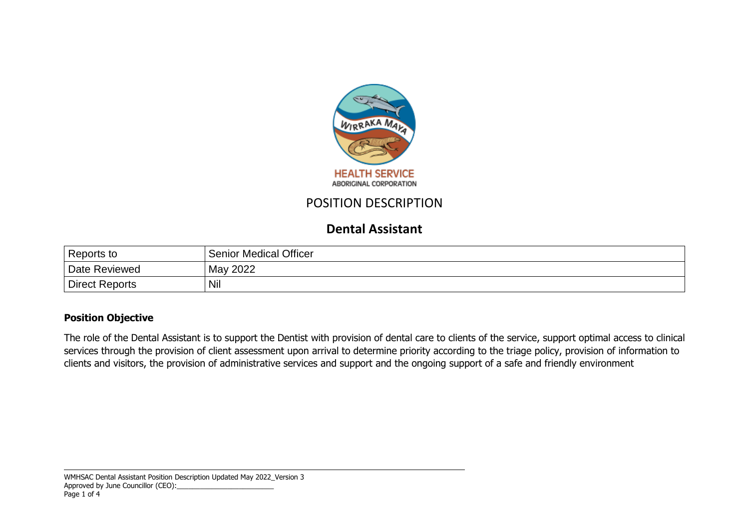# POSITION DESCRIPTION

## Dental Assistant

| Reports to | Senior Medical Officer |
|---|---|
| Date Reviewed | May 2022 |
| Direct Reports | Nil |

**Position Objective**

The role of the Dental Assistant is to support the Dentist with provision of dental care to clients of the service, support optimal access to clinical services through the provision of client assessment upon arrival to determine priority according to the triage policy, provision of information to clients and visitors, the provision of administrative services and support and the ongoing support of a safe and friendly environment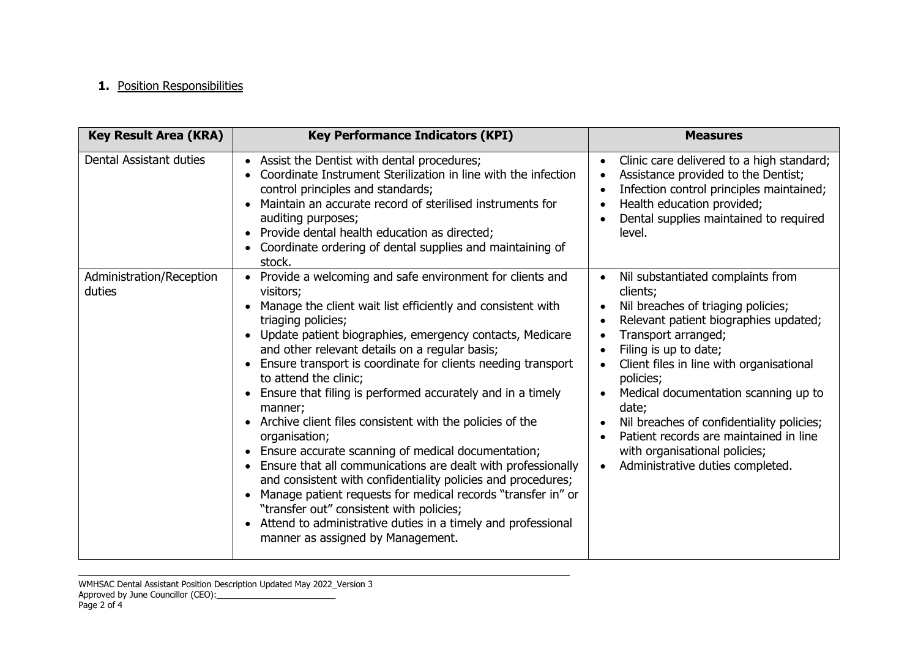## 1. Position Responsibilities

| Key Result Area (KRA) | Key Performance Indicators (KPI) | Measures |
|---|---|---|
| Dental Assistant duties | • Assist the Dentist with dental procedures;<br>• Coordinate Instrument Sterilization in line with the infection control principles and standards;<br>• Maintain an accurate record of sterilised instruments for auditing purposes;<br>• Provide dental health education as directed;<br>• Coordinate ordering of dental supplies and maintaining of stock. | • Clinic care delivered to a high standard;<br>• Assistance provided to the Dentist;<br>• Infection control principles maintained;<br>• Health education provided;<br>• Dental supplies maintained to required level. |
| Administration/Reception duties | • Provide a welcoming and safe environment for clients and visitors;<br>• Manage the client wait list efficiently and consistent with triaging policies;<br>• Update patient biographies, emergency contacts, Medicare and other relevant details on a regular basis;<br>• Ensure transport is coordinate for clients needing transport to attend the clinic;<br>• Ensure that filing is performed accurately and in a timely manner;<br>• Archive client files consistent with the policies of the organisation;<br>• Ensure accurate scanning of medical documentation;<br>• Ensure that all communications are dealt with professionally and consistent with confidentiality policies and procedures;<br>• Manage patient requests for medical records "transfer in" or "transfer out" consistent with policies;<br>• Attend to administrative duties in a timely and professional manner as assigned by Management. | • Nil substantiated complaints from clients;<br>• Nil breaches of triaging policies;<br>• Relevant patient biographies updated;<br>• Transport arranged;<br>• Filing is up to date;<br>• Client files in line with organisational policies;<br>• Medical documentation scanning up to date;<br>• Nil breaches of confidentiality policies;<br>• Patient records are maintained in line with organisational policies;<br>• Administrative duties completed. |

WMHSAC Dental Assistant Position Description Updated May 2022_Version 3
Approved by June Councillor (CEO):_________________________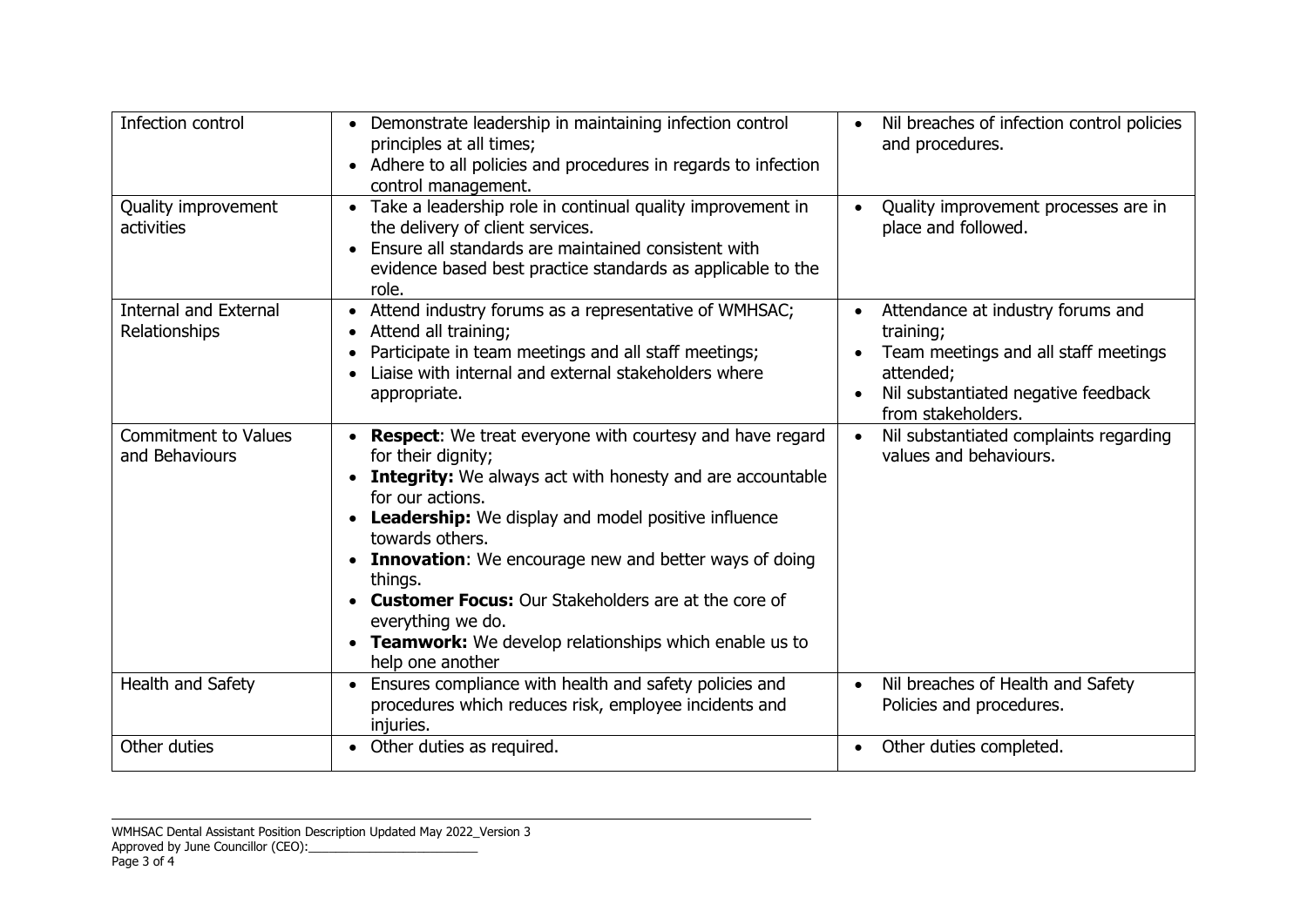| | | |
|---|---|---|
| Infection control | • Demonstrate leadership in maintaining infection control principles at all times;<br>• Adhere to all policies and procedures in regards to infection control management. | • Nil breaches of infection control policies and procedures. |
| Quality improvement activities | • Take a leadership role in continual quality improvement in the delivery of client services.<br>• Ensure all standards are maintained consistent with evidence based best practice standards as applicable to the role. | • Quality improvement processes are in place and followed. |
| Internal and External Relationships | • Attend industry forums as a representative of WMHSAC;<br>• Attend all training;<br>• Participate in team meetings and all staff meetings;<br>• Liaise with internal and external stakeholders where appropriate. | • Attendance at industry forums and training;<br>• Team meetings and all staff meetings attended;<br>• Nil substantiated negative feedback from stakeholders. |
| Commitment to Values and Behaviours | • **Respect**: We treat everyone with courtesy and have regard for their dignity;<br>• **Integrity:** We always act with honesty and are accountable for our actions.<br>• **Leadership:** We display and model positive influence towards others.<br>• **Innovation**: We encourage new and better ways of doing things.<br>• **Customer Focus:** Our Stakeholders are at the core of everything we do.<br>• **Teamwork:** We develop relationships which enable us to help one another | • Nil substantiated complaints regarding values and behaviours. |
| Health and Safety | • Ensures compliance with health and safety policies and procedures which reduces risk, employee incidents and injuries. | • Nil breaches of Health and Safety Policies and procedures. |
| Other duties | • Other duties as required. | • Other duties completed. |

WMHSAC Dental Assistant Position Description Updated May 2022_Version 3
Approved by June Councillor (CEO):_________________________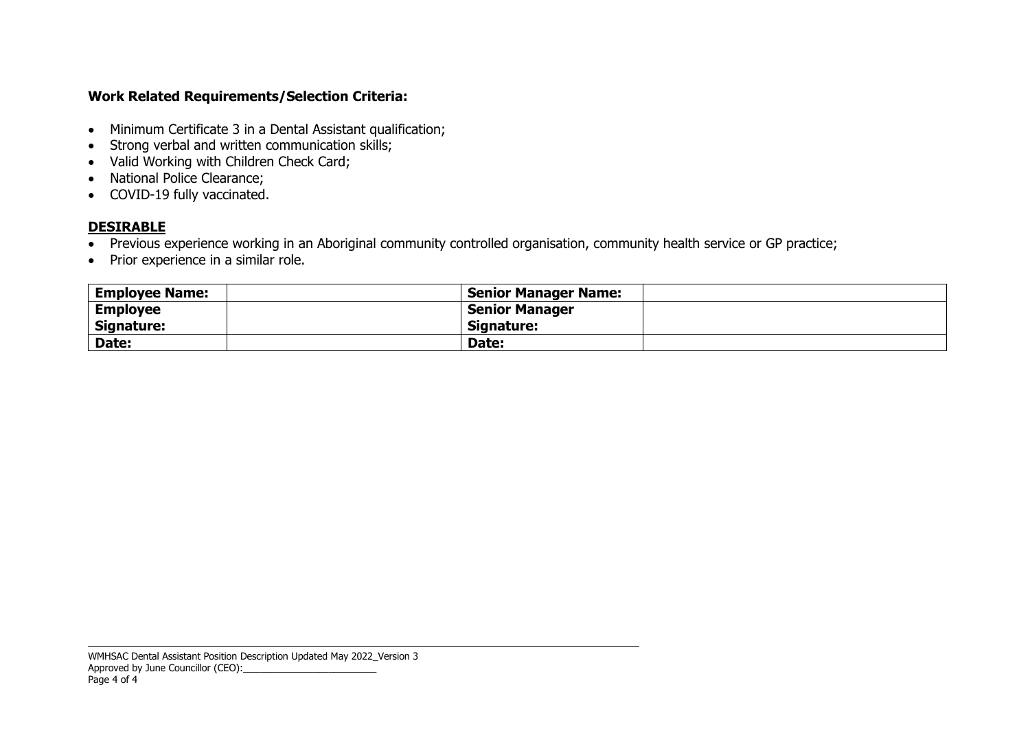**Work Related Requirements/Selection Criteria:**

- Minimum Certificate 3 in a Dental Assistant qualification;
- Strong verbal and written communication skills;
- Valid Working with Children Check Card;
- National Police Clearance;
- COVID-19 fully vaccinated.

**DESIRABLE**

- Previous experience working in an Aboriginal community controlled organisation, community health service or GP practice;
- Prior experience in a similar role.

| | | | |
|---|---|---|---|
| **Employee Name:** | | **Senior Manager Name:** | |
| **Employee Signature:** | | **Senior Manager Signature:** | |
| **Date:** | | **Date:** | |

WMHSAC Dental Assistant Position Description Updated May 2022_Version 3
Approved by June Councillor (CEO):_________________________